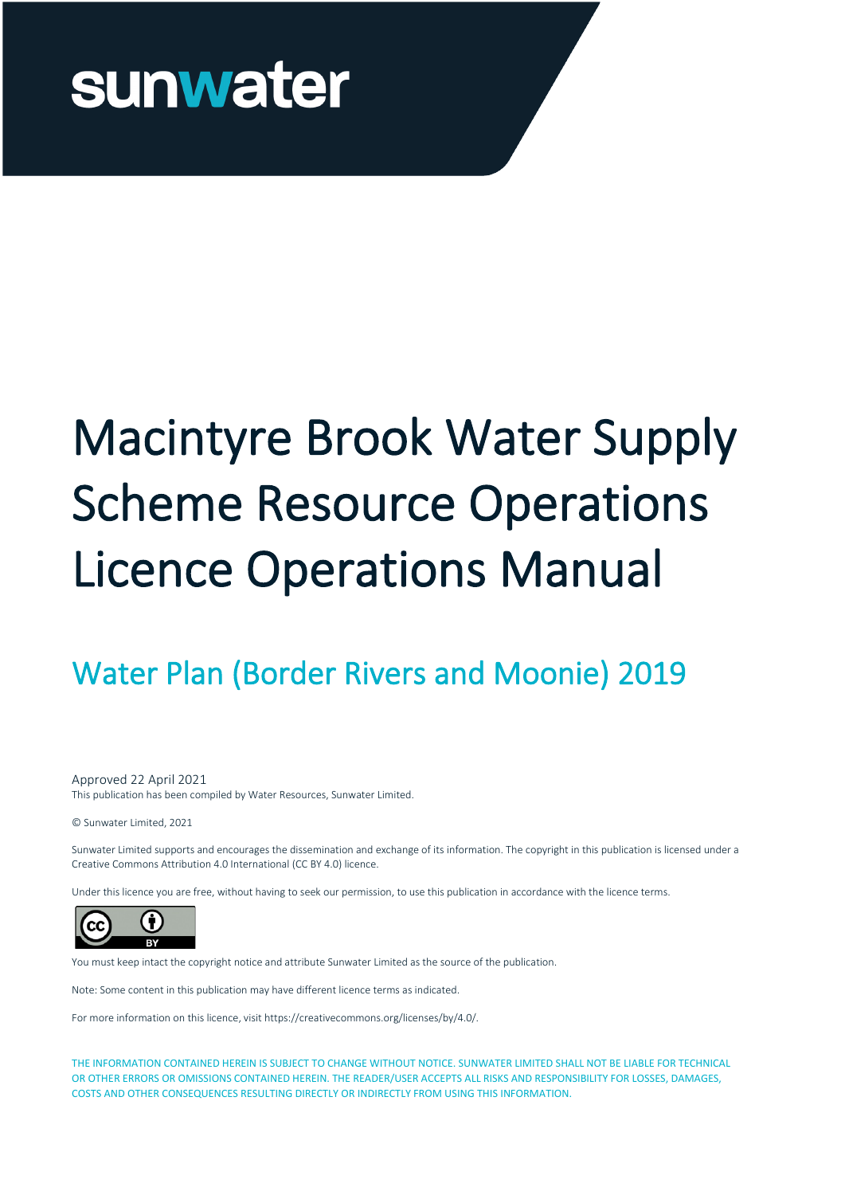sunwater

# Macintyre Brook Water Supply Scheme Resource Operations Licence Operations Manual

## Water Plan (Border Rivers and Moonie) 2019

Approved 22 April 2021

This publication has been compiled by Water Resources, Sunwater Limited.

© Sunwater Limited, 2021

Sunwater Limited supports and encourages the dissemination and exchange of its information. The copyright in this publication is licensed under a Creative Commons Attribution 4.0 International (CC BY 4.0) licence.

Under this licence you are free, without having to seek our permission, to use this publication in accordance with the licence terms.

You must keep intact the copyright notice and attribute Sunwater Limited as the source of the publication.

Note: Some content in this publication may have different licence terms as indicated.

For more information on this licence, visit https://creativecommons.org/licenses/by/4.0/.

THE INFORMATION CONTAINED HEREIN IS SUBJECT TO CHANGE WITHOUT NOTICE. SUNWATER LIMITED SHALL NOT BE LIABLE FOR TECHNICAL OR OTHER ERRORS OR OMISSIONS CONTAINED HEREIN. THE READER/USER ACCEPTS ALL RISKS AND RESPONSIBILITY FOR LOSSES, DAMAGES, COSTS AND OTHER CONSEQUENCES RESULTING DIRECTLY OR INDIRECTLY FROM USING THIS INFORMATION.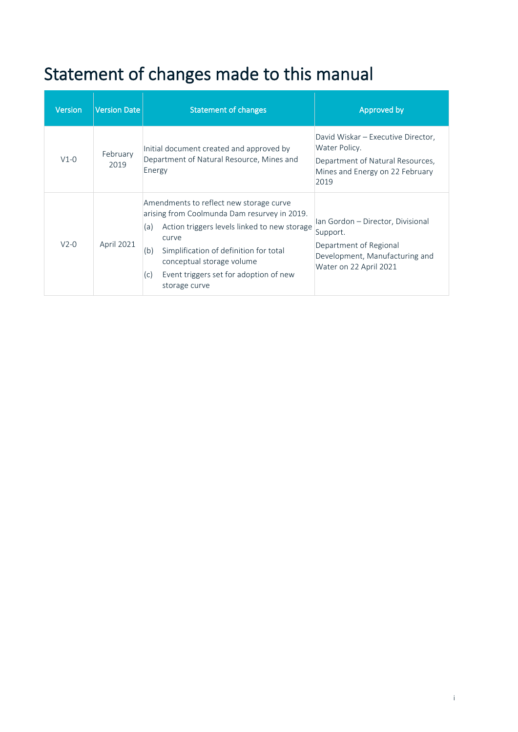# Statement of changes made to this manual

| Version | Version Date | Statement of changes | Approved by |
|---|---|---|---|
| V1-0 | February 2019 | Initial document created and approved by Department of Natural Resource, Mines and Energy | David Wiskar – Executive Director, Water Policy. Department of Natural Resources, Mines and Energy on 22 February 2019 |
| V2-0 | April 2021 | Amendments to reflect new storage curve arising from Coolmunda Dam resurvey in 2019. (a) Action triggers levels linked to new storage curve (b) Simplification of definition for total conceptual storage volume (c) Event triggers set for adoption of new storage curve | Ian Gordon – Director, Divisional Support. Department of Regional Development, Manufacturing and Water on 22 April 2021 |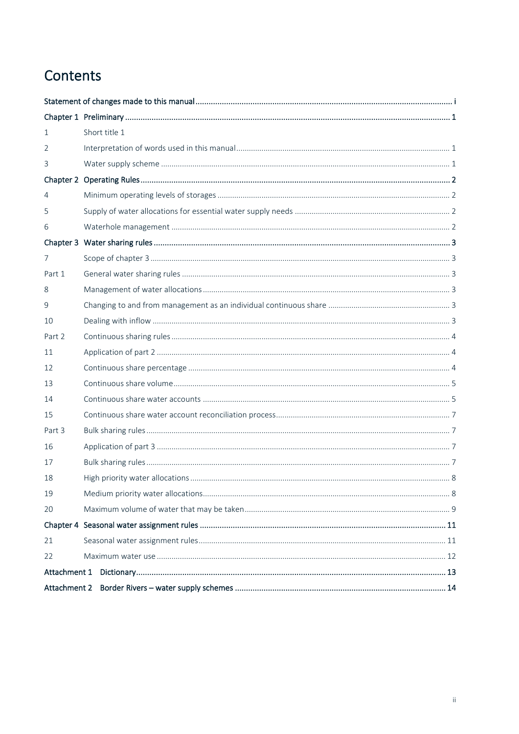# Contents

| | | |
|---|---|---|
| **Statement of changes made to this manual** | | **i** |
| **Chapter 1** | **Preliminary** | **1** |
| 1 | Short title 1 | |
| 2 | Interpretation of words used in this manual | 1 |
| 3 | Water supply scheme | 1 |
| **Chapter 2** | **Operating Rules** | **2** |
| 4 | Minimum operating levels of storages | 2 |
| 5 | Supply of water allocations for essential water supply needs | 2 |
| 6 | Waterhole management | 2 |
| **Chapter 3** | **Water sharing rules** | **3** |
| 7 | Scope of chapter 3 | 3 |
| Part 1 | General water sharing rules | 3 |
| 8 | Management of water allocations | 3 |
| 9 | Changing to and from management as an individual continuous share | 3 |
| 10 | Dealing with inflow | 3 |
| Part 2 | Continuous sharing rules | 4 |
| 11 | Application of part 2 | 4 |
| 12 | Continuous share percentage | 4 |
| 13 | Continuous share volume | 5 |
| 14 | Continuous share water accounts | 5 |
| 15 | Continuous share water account reconciliation process | 7 |
| Part 3 | Bulk sharing rules | 7 |
| 16 | Application of part 3 | 7 |
| 17 | Bulk sharing rules | 7 |
| 18 | High priority water allocations | 8 |
| 19 | Medium priority water allocations | 8 |
| 20 | Maximum volume of water that may be taken | 9 |
| **Chapter 4** | **Seasonal water assignment rules** | **11** |
| 21 | Seasonal water assignment rules | 11 |
| 22 | Maximum water use | 12 |
| **Attachment 1** | **Dictionary** | **13** |
| **Attachment 2** | **Border Rivers – water supply schemes** | **14** |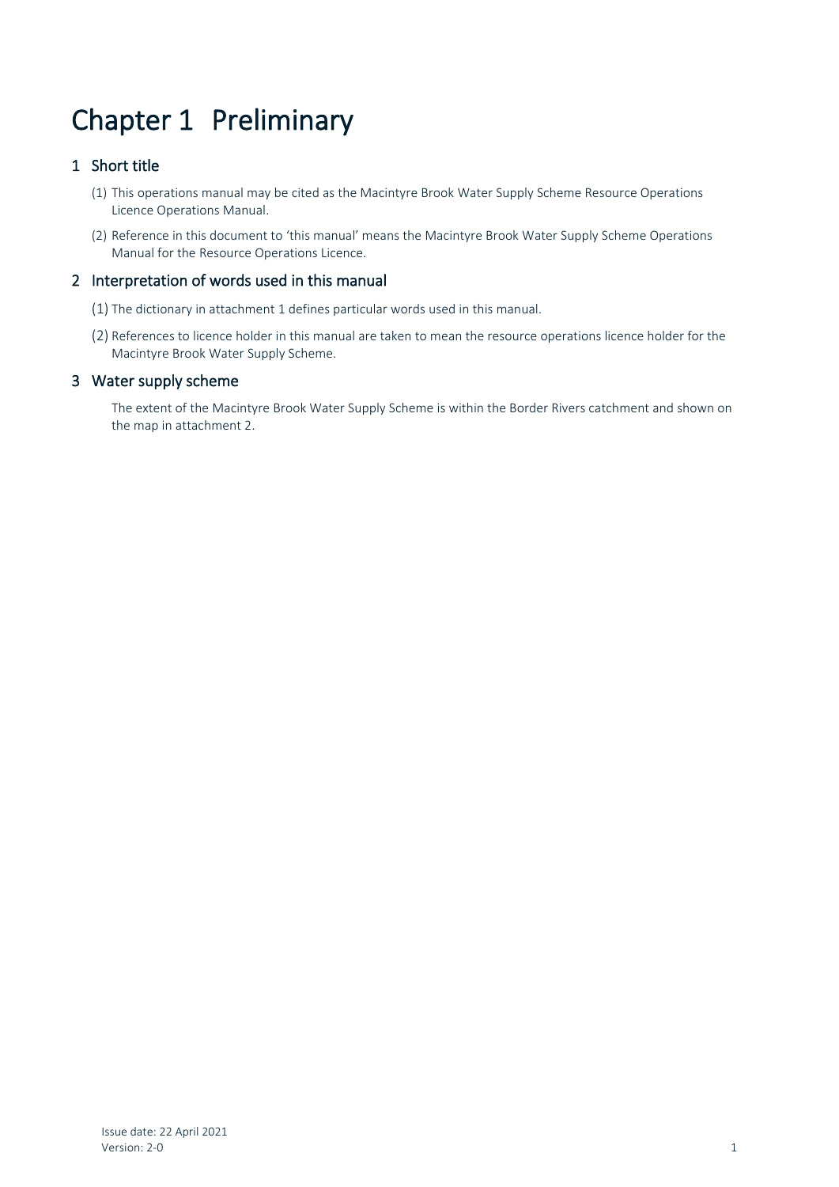# Chapter 1 Preliminary

## 1 Short title

(1) This operations manual may be cited as the Macintyre Brook Water Supply Scheme Resource Operations Licence Operations Manual.

(2) Reference in this document to 'this manual' means the Macintyre Brook Water Supply Scheme Operations Manual for the Resource Operations Licence.

## 2 Interpretation of words used in this manual

(1) The dictionary in attachment 1 defines particular words used in this manual.

(2) References to licence holder in this manual are taken to mean the resource operations licence holder for the Macintyre Brook Water Supply Scheme.

## 3 Water supply scheme

The extent of the Macintyre Brook Water Supply Scheme is within the Border Rivers catchment and shown on the map in attachment 2.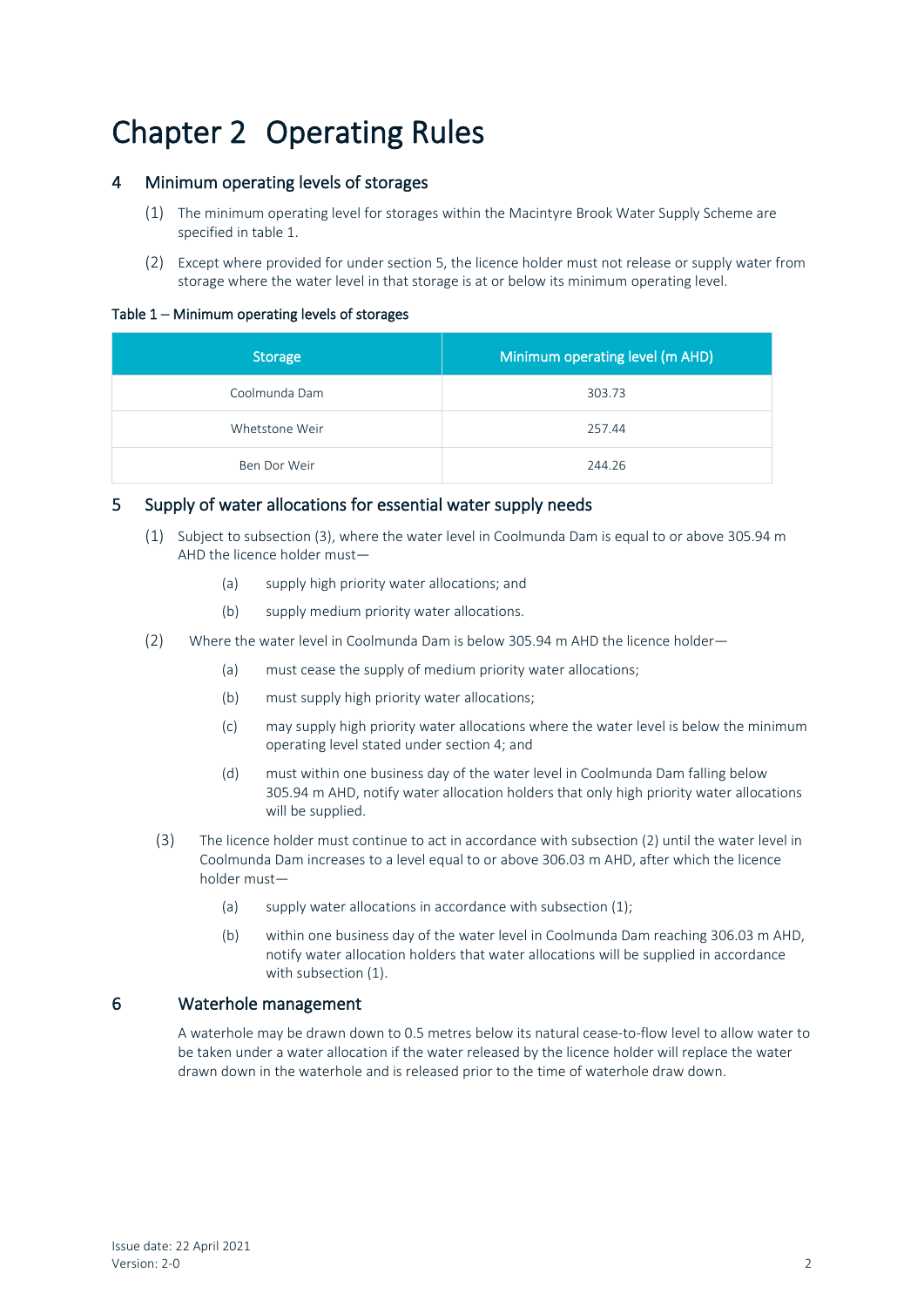# Chapter 2 Operating Rules

## 4 Minimum operating levels of storages

(1) The minimum operating level for storages within the Macintyre Brook Water Supply Scheme are specified in table 1.

(2) Except where provided for under section 5, the licence holder must not release or supply water from storage where the water level in that storage is at or below its minimum operating level.

**Table 1 – Minimum operating levels of storages**

| Storage | Minimum operating level (m AHD) |
|---|---|
| Coolmunda Dam | 303.73 |
| Whetstone Weir | 257.44 |
| Ben Dor Weir | 244.26 |

## 5 Supply of water allocations for essential water supply needs

(1) Subject to subsection (3), where the water level in Coolmunda Dam is equal to or above 305.94 m AHD the licence holder must—

- (a) supply high priority water allocations; and
- (b) supply medium priority water allocations.

(2) Where the water level in Coolmunda Dam is below 305.94 m AHD the licence holder—

- (a) must cease the supply of medium priority water allocations;
- (b) must supply high priority water allocations;
- (c) may supply high priority water allocations where the water level is below the minimum operating level stated under section 4; and
- (d) must within one business day of the water level in Coolmunda Dam falling below 305.94 m AHD, notify water allocation holders that only high priority water allocations will be supplied.

(3) The licence holder must continue to act in accordance with subsection (2) until the water level in Coolmunda Dam increases to a level equal to or above 306.03 m AHD, after which the licence holder must—

- (a) supply water allocations in accordance with subsection (1);
- (b) within one business day of the water level in Coolmunda Dam reaching 306.03 m AHD, notify water allocation holders that water allocations will be supplied in accordance with subsection (1).

## 6 Waterhole management

A waterhole may be drawn down to 0.5 metres below its natural cease-to-flow level to allow water to be taken under a water allocation if the water released by the licence holder will replace the water drawn down in the waterhole and is released prior to the time of waterhole draw down.

Issue date: 22 April 2021
Version: 2-0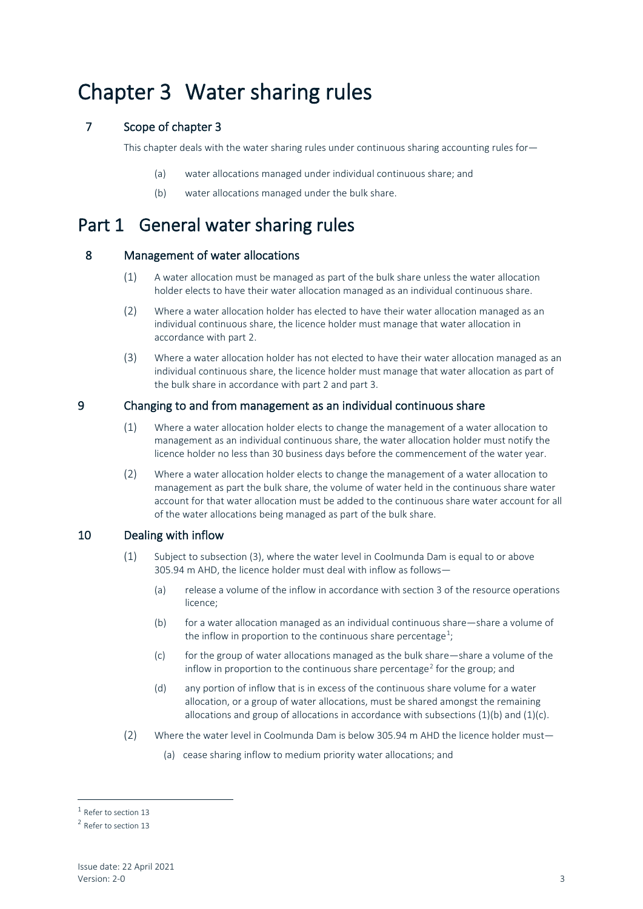# Chapter 3 Water sharing rules

## 7 Scope of chapter 3

This chapter deals with the water sharing rules under continuous sharing accounting rules for—

(a) water allocations managed under individual continuous share; and

(b) water allocations managed under the bulk share.

# Part 1 General water sharing rules

## 8 Management of water allocations

(1) A water allocation must be managed as part of the bulk share unless the water allocation holder elects to have their water allocation managed as an individual continuous share.

(2) Where a water allocation holder has elected to have their water allocation managed as an individual continuous share, the licence holder must manage that water allocation in accordance with part 2.

(3) Where a water allocation holder has not elected to have their water allocation managed as an individual continuous share, the licence holder must manage that water allocation as part of the bulk share in accordance with part 2 and part 3.

## 9 Changing to and from management as an individual continuous share

(1) Where a water allocation holder elects to change the management of a water allocation to management as an individual continuous share, the water allocation holder must notify the licence holder no less than 30 business days before the commencement of the water year.

(2) Where a water allocation holder elects to change the management of a water allocation to management as part the bulk share, the volume of water held in the continuous share water account for that water allocation must be added to the continuous share water account for all of the water allocations being managed as part of the bulk share.

## 10 Dealing with inflow

(1) Subject to subsection (3), where the water level in Coolmunda Dam is equal to or above 305.94 m AHD, the licence holder must deal with inflow as follows—

  (a) release a volume of the inflow in accordance with section 3 of the resource operations licence;

  (b) for a water allocation managed as an individual continuous share—share a volume of the inflow in proportion to the continuous share percentage[1];

  (c) for the group of water allocations managed as the bulk share—share a volume of the inflow in proportion to the continuous share percentage[2] for the group; and

  (d) any portion of inflow that is in excess of the continuous share volume for a water allocation, or a group of water allocations, must be shared amongst the remaining allocations and group of allocations in accordance with subsections (1)(b) and (1)(c).

(2) Where the water level in Coolmunda Dam is below 305.94 m AHD the licence holder must—

  (a) cease sharing inflow to medium priority water allocations; and

---

[1] Refer to section 13

[2] Refer to section 13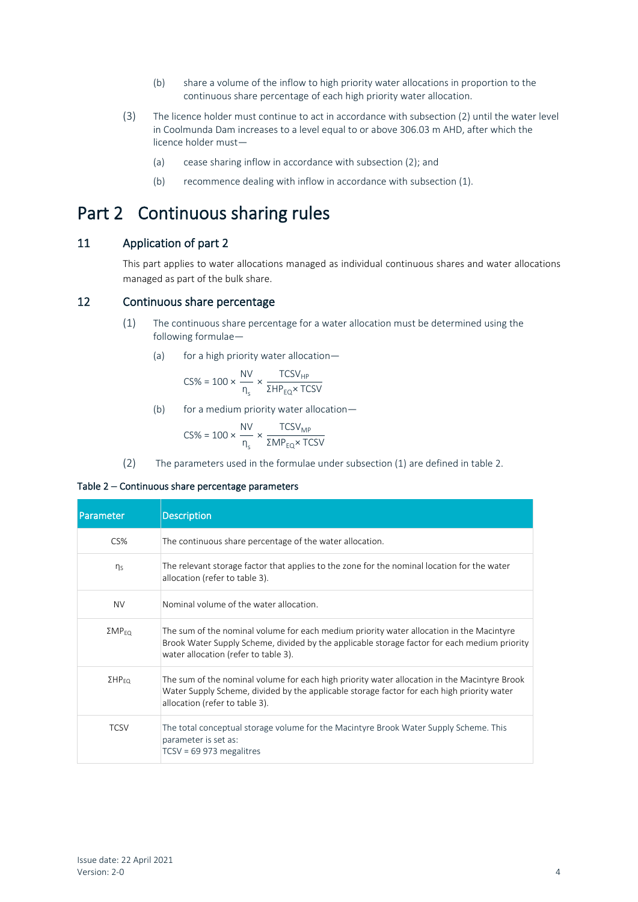(b) share a volume of the inflow to high priority water allocations in proportion to the continuous share percentage of each high priority water allocation.

(3) The licence holder must continue to act in accordance with subsection (2) until the water level in Coolmunda Dam increases to a level equal to or above 306.03 m AHD, after which the licence holder must—

(a) cease sharing inflow in accordance with subsection (2); and

(b) recommence dealing with inflow in accordance with subsection (1).

# Part 2 Continuous sharing rules

## 11 Application of part 2

This part applies to water allocations managed as individual continuous shares and water allocations managed as part of the bulk share.

## 12 Continuous share percentage

(1) The continuous share percentage for a water allocation must be determined using the following formulae—

(a) for a high priority water allocation—

$$CS\% = 100 \times \frac{NV}{\eta_s} \times \frac{TCSV_{HP}}{\Sigma HP_{EQ} \times TCSV}$$

(b) for a medium priority water allocation—

$$CS\% = 100 \times \frac{NV}{\eta_s} \times \frac{TCSV_{MP}}{\Sigma MP_{EQ} \times TCSV}$$

(2) The parameters used in the formulae under subsection (1) are defined in table 2.

**Table 2 – Continuous share percentage parameters**

| Parameter | Description |
|---|---|
| CS% | The continuous share percentage of the water allocation. |
| $\eta_S$ | The relevant storage factor that applies to the zone for the nominal location for the water allocation (refer to table 3). |
| NV | Nominal volume of the water allocation. |
| $\Sigma MP_{EQ}$ | The sum of the nominal volume for each medium priority water allocation in the Macintyre Brook Water Supply Scheme, divided by the applicable storage factor for each medium priority water allocation (refer to table 3). |
| $\Sigma HP_{EQ}$ | The sum of the nominal volume for each high priority water allocation in the Macintyre Brook Water Supply Scheme, divided by the applicable storage factor for each high priority water allocation (refer to table 3). |
| TCSV | The total conceptual storage volume for the Macintyre Brook Water Supply Scheme. This parameter is set as:<br>TCSV = 69 973 megalitres |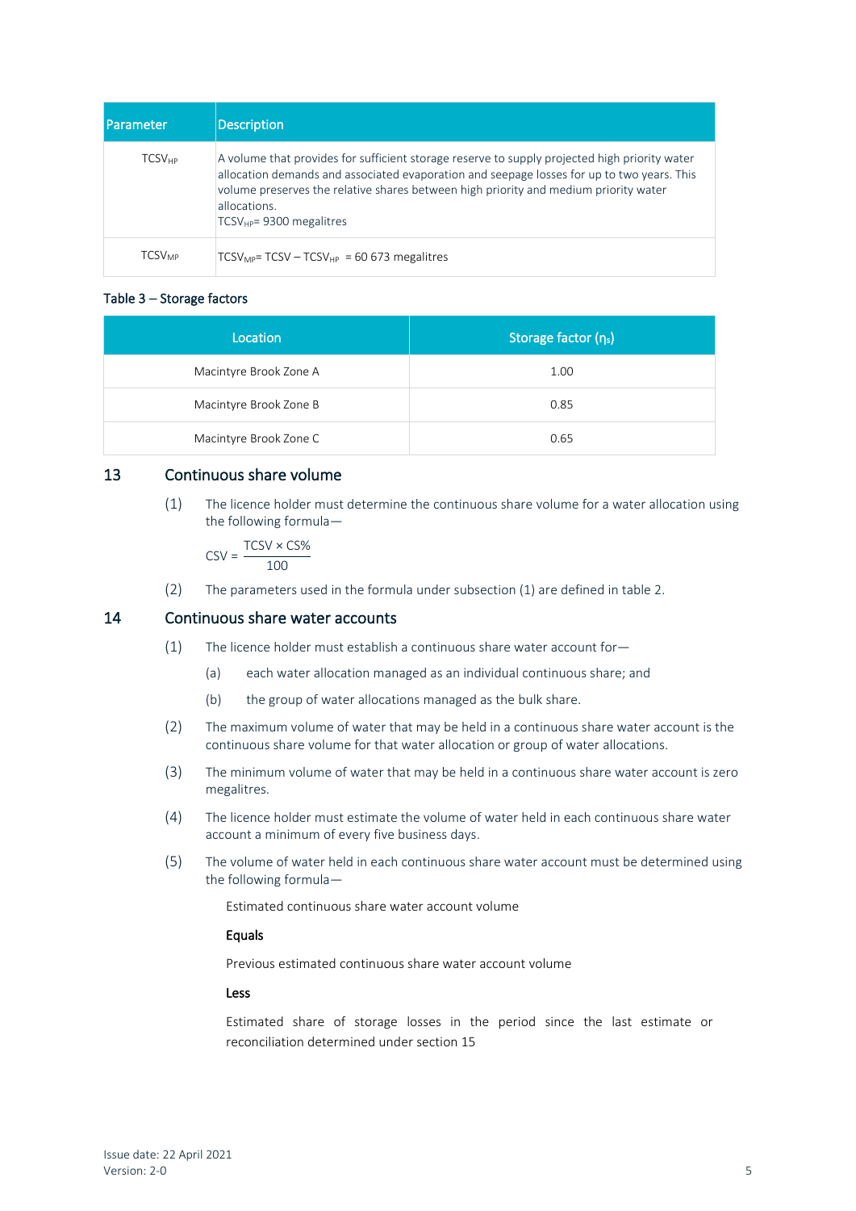| Parameter | Description |
|---|---|
| $TCSV_{HP}$ | A volume that provides for sufficient storage reserve to supply projected high priority water allocation demands and associated evaporation and seepage losses for up to two years. This volume preserves the relative shares between high priority and medium priority water allocations.<br>$TCSV_{HP}$= 9300 megalitres |
| $TCSV_{MP}$ | $TCSV_{MP}$= TCSV – $TCSV_{HP}$ = 60 673 megalitres |

Table 3 – Storage factors

| Location | Storage factor ($\eta_s$) |
|---|---|
| Macintyre Brook Zone A | 1.00 |
| Macintyre Brook Zone B | 0.85 |
| Macintyre Brook Zone C | 0.65 |

## 13 Continuous share volume

(1) The licence holder must determine the continuous share volume for a water allocation using the following formula—

$$CSV = \frac{TCSV \times CS\%}{100}$$

(2) The parameters used in the formula under subsection (1) are defined in table 2.

## 14 Continuous share water accounts

(1) The licence holder must establish a continuous share water account for—

(a) each water allocation managed as an individual continuous share; and

(b) the group of water allocations managed as the bulk share.

(2) The maximum volume of water that may be held in a continuous share water account is the continuous share volume for that water allocation or group of water allocations.

(3) The minimum volume of water that may be held in a continuous share water account is zero megalitres.

(4) The licence holder must estimate the volume of water held in each continuous share water account a minimum of every five business days.

(5) The volume of water held in each continuous share water account must be determined using the following formula—

Estimated continuous share water account volume

**Equals**

Previous estimated continuous share water account volume

**Less**

Estimated share of storage losses in the period since the last estimate or reconciliation determined under section 15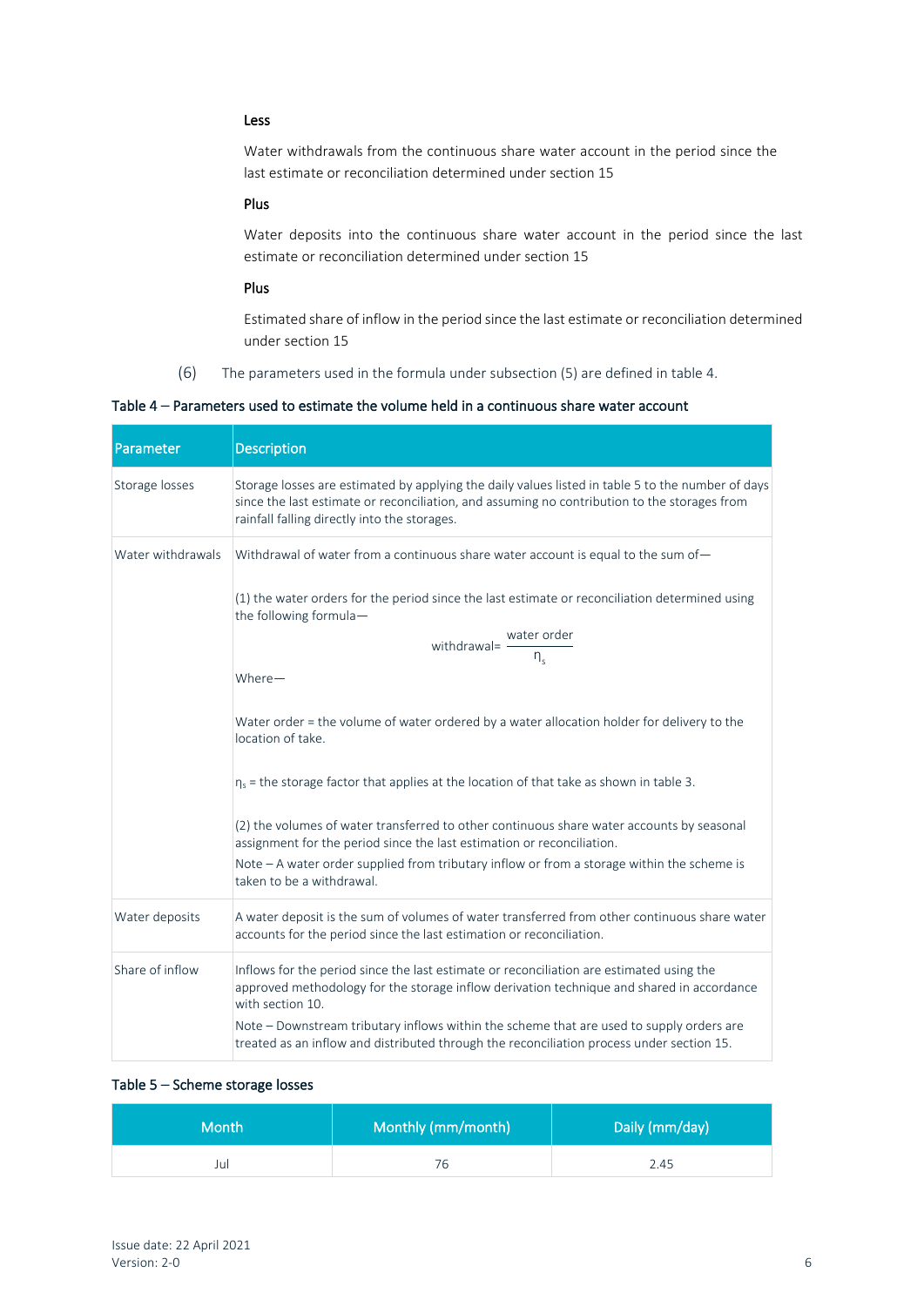**Less**

Water withdrawals from the continuous share water account in the period since the last estimate or reconciliation determined under section 15

**Plus**

Water deposits into the continuous share water account in the period since the last estimate or reconciliation determined under section 15

**Plus**

Estimated share of inflow in the period since the last estimate or reconciliation determined under section 15

(6) The parameters used in the formula under subsection (5) are defined in table 4.

**Table 4 – Parameters used to estimate the volume held in a continuous share water account**

| Parameter | Description |
|---|---|
| Storage losses | Storage losses are estimated by applying the daily values listed in table 5 to the number of days since the last estimate or reconciliation, and assuming no contribution to the storages from rainfall falling directly into the storages. |
| Water withdrawals | Withdrawal of water from a continuous share water account is equal to the sum of— <br><br> (1) the water orders for the period since the last estimate or reconciliation determined using the following formula— <br><br> $\text{withdrawal} = \frac{\text{water order}}{\eta_s}$ <br><br> Where— <br><br> Water order = the volume of water ordered by a water allocation holder for delivery to the location of take. <br><br> $\eta_s$ = the storage factor that applies at the location of that take as shown in table 3. <br><br> (2) the volumes of water transferred to other continuous share water accounts by seasonal assignment for the period since the last estimation or reconciliation. <br> Note – A water order supplied from tributary inflow or from a storage within the scheme is taken to be a withdrawal. |
| Water deposits | A water deposit is the sum of volumes of water transferred from other continuous share water accounts for the period since the last estimation or reconciliation. |
| Share of inflow | Inflows for the period since the last estimate or reconciliation are estimated using the approved methodology for the storage inflow derivation technique and shared in accordance with section 10. <br> Note – Downstream tributary inflows within the scheme that are used to supply orders are treated as an inflow and distributed through the reconciliation process under section 15. |

**Table 5 – Scheme storage losses**

| Month | Monthly (mm/month) | Daily (mm/day) |
|---|---|---|
| Jul | 76 | 2.45 |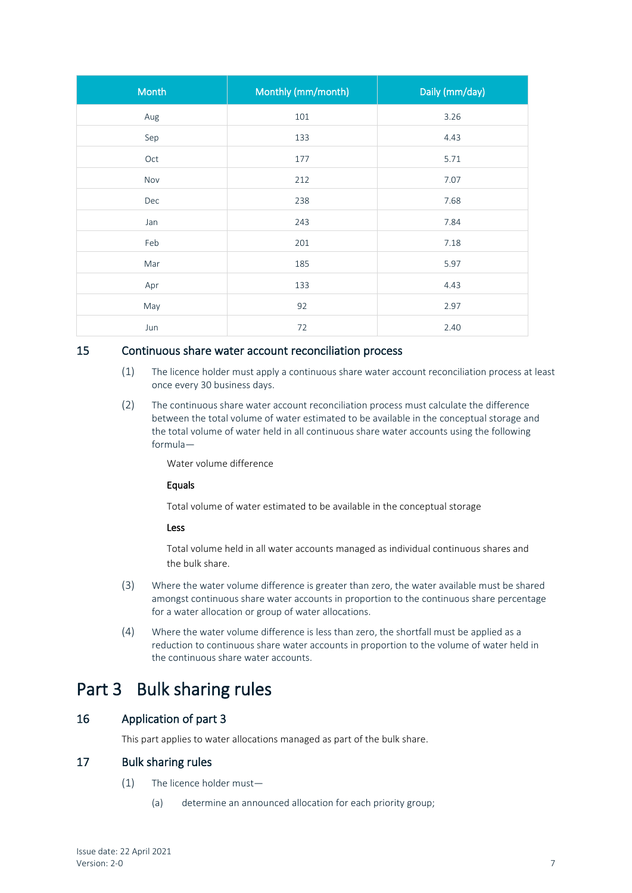| Month | Monthly (mm/month) | Daily (mm/day) |
|---|---|---|
| Aug | 101 | 3.26 |
| Sep | 133 | 4.43 |
| Oct | 177 | 5.71 |
| Nov | 212 | 7.07 |
| Dec | 238 | 7.68 |
| Jan | 243 | 7.84 |
| Feb | 201 | 7.18 |
| Mar | 185 | 5.97 |
| Apr | 133 | 4.43 |
| May | 92 | 2.97 |
| Jun | 72 | 2.40 |

### 15 Continuous share water account reconciliation process

(1) The licence holder must apply a continuous share water account reconciliation process at least once every 30 business days.

(2) The continuous share water account reconciliation process must calculate the difference between the total volume of water estimated to be available in the conceptual storage and the total volume of water held in all continuous share water accounts using the following formula—

Water volume difference

**Equals**

Total volume of water estimated to be available in the conceptual storage

**Less**

Total volume held in all water accounts managed as individual continuous shares and the bulk share.

(3) Where the water volume difference is greater than zero, the water available must be shared amongst continuous share water accounts in proportion to the continuous share percentage for a water allocation or group of water allocations.

(4) Where the water volume difference is less than zero, the shortfall must be applied as a reduction to continuous share water accounts in proportion to the volume of water held in the continuous share water accounts.

# Part 3 Bulk sharing rules

### 16 Application of part 3

This part applies to water allocations managed as part of the bulk share.

### 17 Bulk sharing rules

(1) The licence holder must—

(a) determine an announced allocation for each priority group;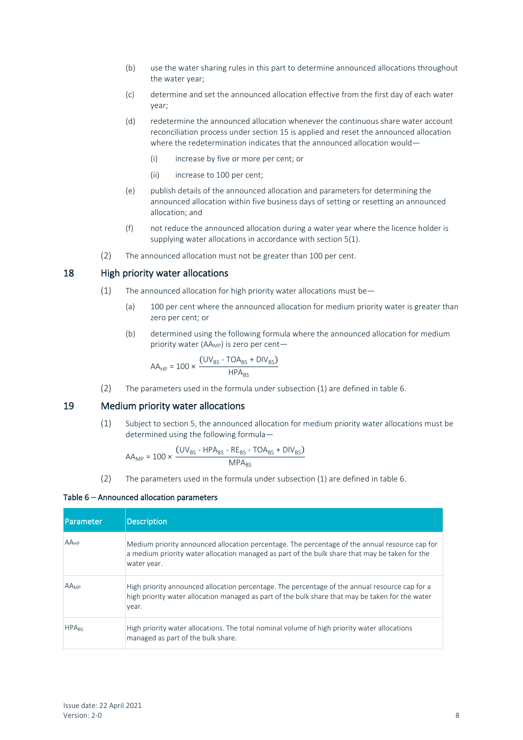(b) use the water sharing rules in this part to determine announced allocations throughout the water year;

(c) determine and set the announced allocation effective from the first day of each water year;

(d) redetermine the announced allocation whenever the continuous share water account reconciliation process under section 15 is applied and reset the announced allocation where the redetermination indicates that the announced allocation would—

(i) increase by five or more per cent; or

(ii) increase to 100 per cent;

(e) publish details of the announced allocation and parameters for determining the announced allocation within five business days of setting or resetting an announced allocation; and

(f) not reduce the announced allocation during a water year where the licence holder is supplying water allocations in accordance with section 5(1).

(2) The announced allocation must not be greater than 100 per cent.

## 18 High priority water allocations

(1) The announced allocation for high priority water allocations must be—

(a) 100 per cent where the announced allocation for medium priority water is greater than zero per cent; or

(b) determined using the following formula where the announced allocation for medium priority water ($AA_{MP}$) is zero per cent—

$$AA_{HP} = 100 \times \frac{(UV_{BS} - TOA_{BS} + DIV_{BS})}{HPA_{BS}}$$

(2) The parameters used in the formula under subsection (1) are defined in table 6.

## 19 Medium priority water allocations

(1) Subject to section 5, the announced allocation for medium priority water allocations must be determined using the following formula—

$$AA_{MP} = 100 \times \frac{(UV_{BS} - HPA_{BS} - RE_{BS} - TOA_{BS} + DIV_{BS})}{MPA_{BS}}$$

(2) The parameters used in the formula under subsection (1) are defined in table 6.

**Table 6 – Announced allocation parameters**

| Parameter | Description |
|---|---|
| $AA_{HP}$ | Medium priority announced allocation percentage. The percentage of the annual resource cap for a medium priority water allocation managed as part of the bulk share that may be taken for the water year. |
| $AA_{MP}$ | High priority announced allocation percentage. The percentage of the annual resource cap for a high priority water allocation managed as part of the bulk share that may be taken for the water year. |
| $HPA_{BS}$ | High priority water allocations. The total nominal volume of high priority water allocations managed as part of the bulk share. |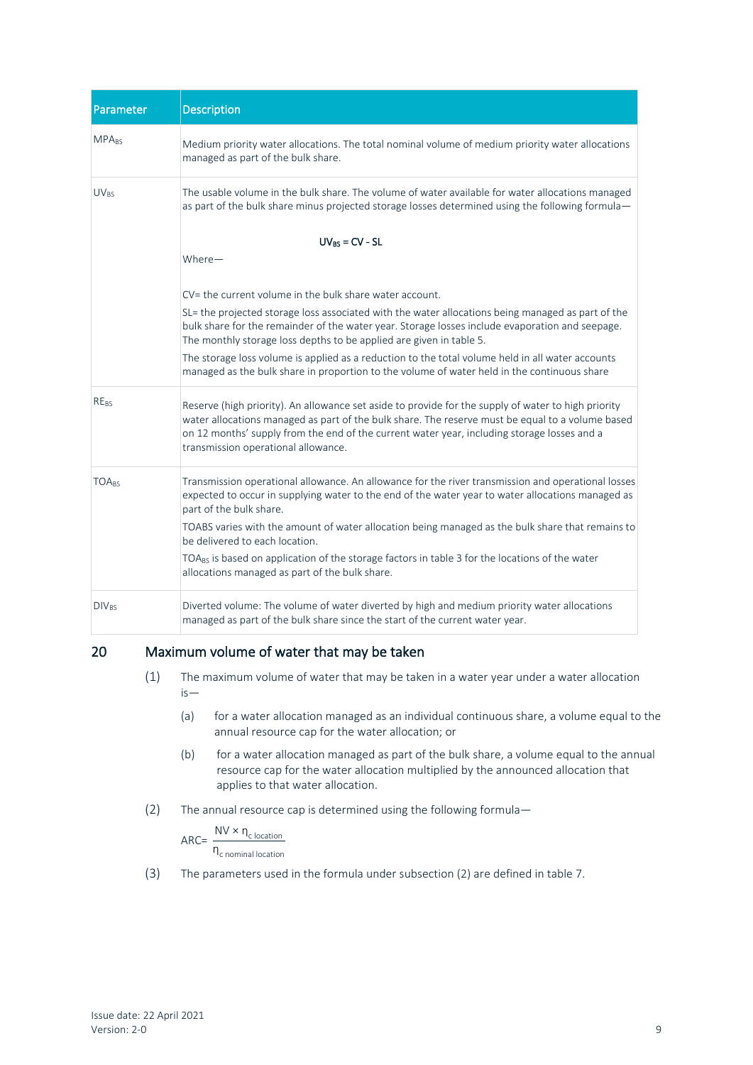| Parameter | Description |
|---|---|
| $MPA_{BS}$ | Medium priority water allocations. The total nominal volume of medium priority water allocations managed as part of the bulk share. |
| $UV_{BS}$ | The usable volume in the bulk share. The volume of water available for water allocations managed as part of the bulk share minus projected storage losses determined using the following formula— $$UV_{BS} = CV - SL$$ Where— CV= the current volume in the bulk share water account. SL= the projected storage loss associated with the water allocations being managed as part of the bulk share for the remainder of the water year. Storage losses include evaporation and seepage. The monthly storage loss depths to be applied are given in table 5. The storage loss volume is applied as a reduction to the total volume held in all water accounts managed as the bulk share in proportion to the volume of water held in the continuous share |
| $RE_{BS}$ | Reserve (high priority). An allowance set aside to provide for the supply of water to high priority water allocations managed as part of the bulk share. The reserve must be equal to a volume based on 12 months' supply from the end of the current water year, including storage losses and a transmission operational allowance. |
| $TOA_{BS}$ | Transmission operational allowance. An allowance for the river transmission and operational losses expected to occur in supplying water to the end of the water year to water allocations managed as part of the bulk share. TOABS varies with the amount of water allocation being managed as the bulk share that remains to be delivered to each location. $TOA_{BS}$ is based on application of the storage factors in table 3 for the locations of the water allocations managed as part of the bulk share. |
| $DIV_{BS}$ | Diverted volume: The volume of water diverted by high and medium priority water allocations managed as part of the bulk share since the start of the current water year. |

## 20 Maximum volume of water that may be taken

(1) The maximum volume of water that may be taken in a water year under a water allocation is—

(a) for a water allocation managed as an individual continuous share, a volume equal to the annual resource cap for the water allocation; or

(b) for a water allocation managed as part of the bulk share, a volume equal to the annual resource cap for the water allocation multiplied by the announced allocation that applies to that water allocation.

(2) The annual resource cap is determined using the following formula—

$$ARC = \frac{NV \times \eta_{c\ location}}{\eta_{c\ nominal\ location}}$$

(3) The parameters used in the formula under subsection (2) are defined in table 7.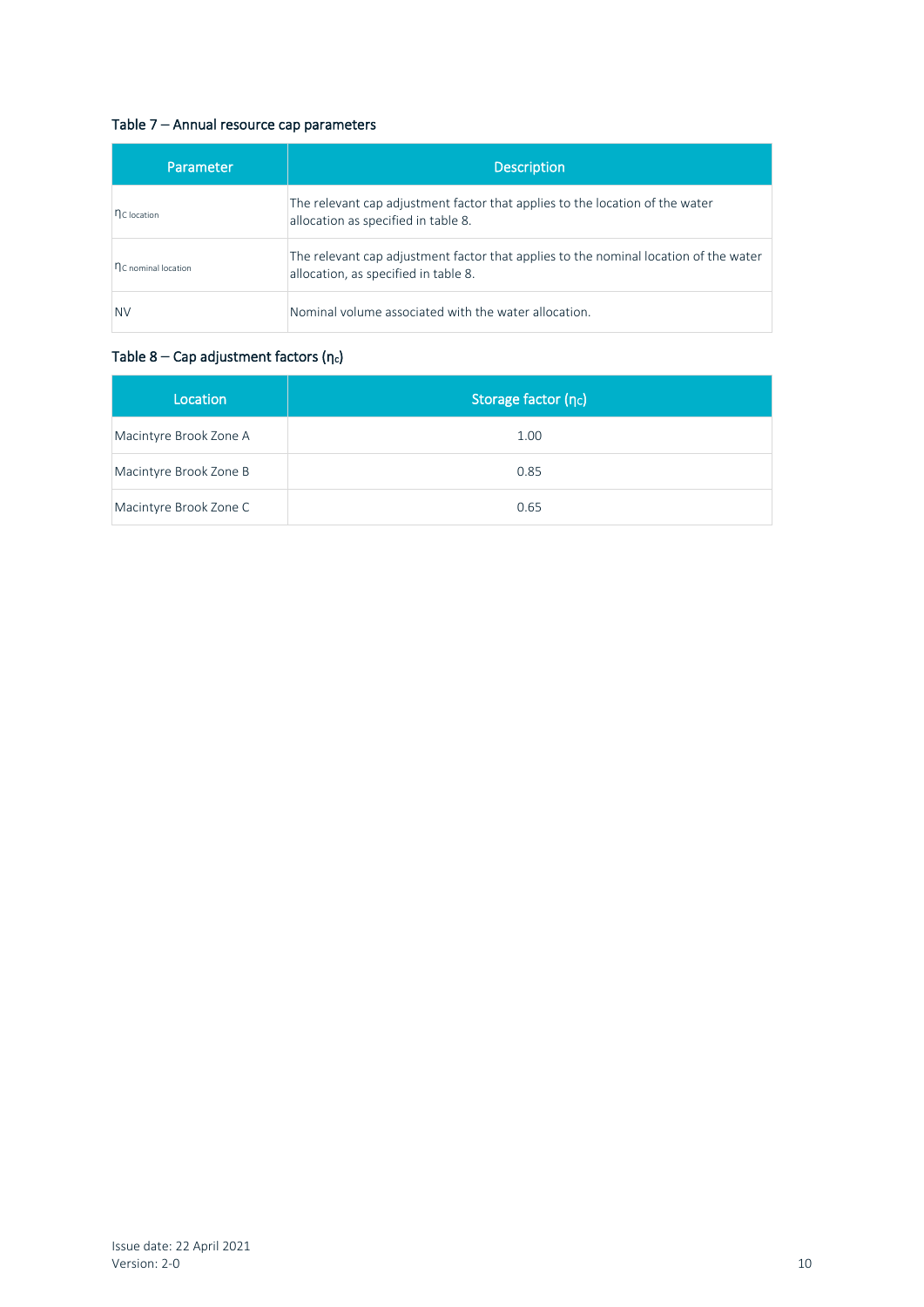Table 7 – Annual resource cap parameters

| Parameter | Description |
|---|---|
| $\eta_{C\ location}$ | The relevant cap adjustment factor that applies to the location of the water allocation as specified in table 8. |
| $\eta_{C\ nominal\ location}$ | The relevant cap adjustment factor that applies to the nominal location of the water allocation, as specified in table 8. |
| NV | Nominal volume associated with the water allocation. |

Table 8 – Cap adjustment factors ($\eta_C$)

| Location | Storage factor ($\eta_C$) |
|---|---|
| Macintyre Brook Zone A | 1.00 |
| Macintyre Brook Zone B | 0.85 |
| Macintyre Brook Zone C | 0.65 |

Issue date: 22 April 2021
Version: 2-0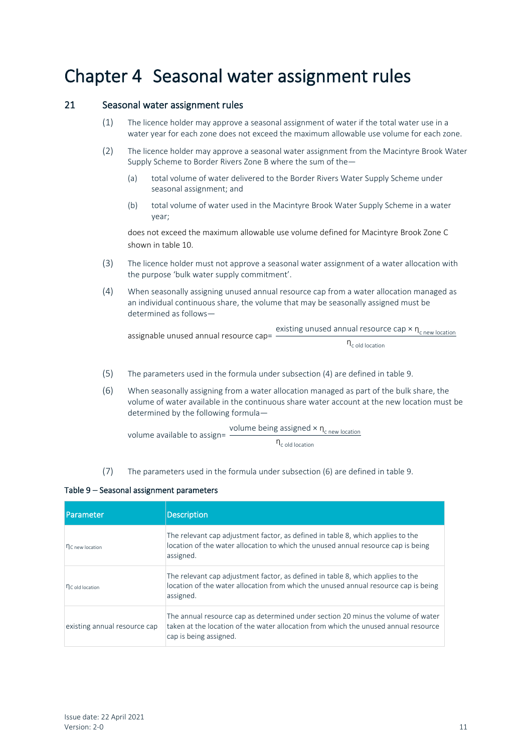# Chapter 4 Seasonal water assignment rules

## 21 Seasonal water assignment rules

(1) The licence holder may approve a seasonal assignment of water if the total water use in a water year for each zone does not exceed the maximum allowable use volume for each zone.

(2) The licence holder may approve a seasonal water assignment from the Macintyre Brook Water Supply Scheme to Border Rivers Zone B where the sum of the—

(a) total volume of water delivered to the Border Rivers Water Supply Scheme under seasonal assignment; and

(b) total volume of water used in the Macintyre Brook Water Supply Scheme in a water year;

does not exceed the maximum allowable use volume defined for Macintyre Brook Zone C shown in table 10.

(3) The licence holder must not approve a seasonal water assignment of a water allocation with the purpose 'bulk water supply commitment'.

(4) When seasonally assigning unused annual resource cap from a water allocation managed as an individual continuous share, the volume that may be seasonally assigned must be determined as follows—

$$\text{assignable unused annual resource cap} = \frac{\text{existing unused annual resource cap} \times \eta_{c\ \text{new location}}}{\eta_{c\ \text{old location}}}$$

(5) The parameters used in the formula under subsection (4) are defined in table 9.

(6) When seasonally assigning from a water allocation managed as part of the bulk share, the volume of water available in the continuous share water account at the new location must be determined by the following formula—

$$\text{volume available to assign} = \frac{\text{volume being assigned} \times \eta_{c\ \text{new location}}}{\eta_{c\ \text{old location}}}$$

(7) The parameters used in the formula under subsection (6) are defined in table 9.

**Table 9 – Seasonal assignment parameters**

| Parameter | Description |
|---|---|
| $\eta_{C\ \text{new location}}$ | The relevant cap adjustment factor, as defined in table 8, which applies to the location of the water allocation to which the unused annual resource cap is being assigned. |
| $\eta_{C\ \text{old location}}$ | The relevant cap adjustment factor, as defined in table 8, which applies to the location of the water allocation from which the unused annual resource cap is being assigned. |
| existing annual resource cap | The annual resource cap as determined under section 20 minus the volume of water taken at the location of the water allocation from which the unused annual resource cap is being assigned. |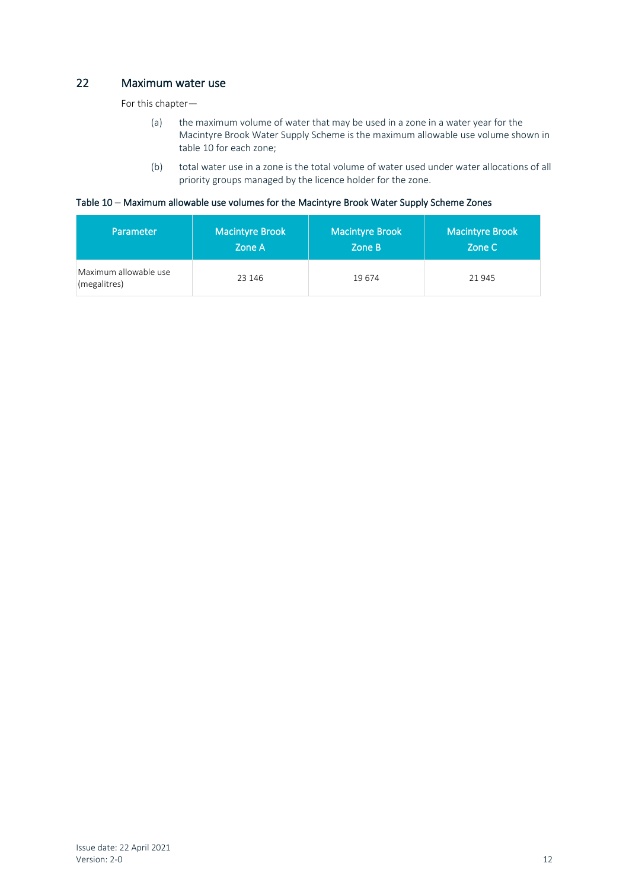## 22 Maximum water use

For this chapter—

(a) the maximum volume of water that may be used in a zone in a water year for the Macintyre Brook Water Supply Scheme is the maximum allowable use volume shown in table 10 for each zone;

(b) total water use in a zone is the total volume of water used under water allocations of all priority groups managed by the licence holder for the zone.

**Table 10 – Maximum allowable use volumes for the Macintyre Brook Water Supply Scheme Zones**

| Parameter | Macintyre Brook Zone A | Macintyre Brook Zone B | Macintyre Brook Zone C |
|---|---|---|---|
| Maximum allowable use (megalitres) | 23 146 | 19 674 | 21 945 |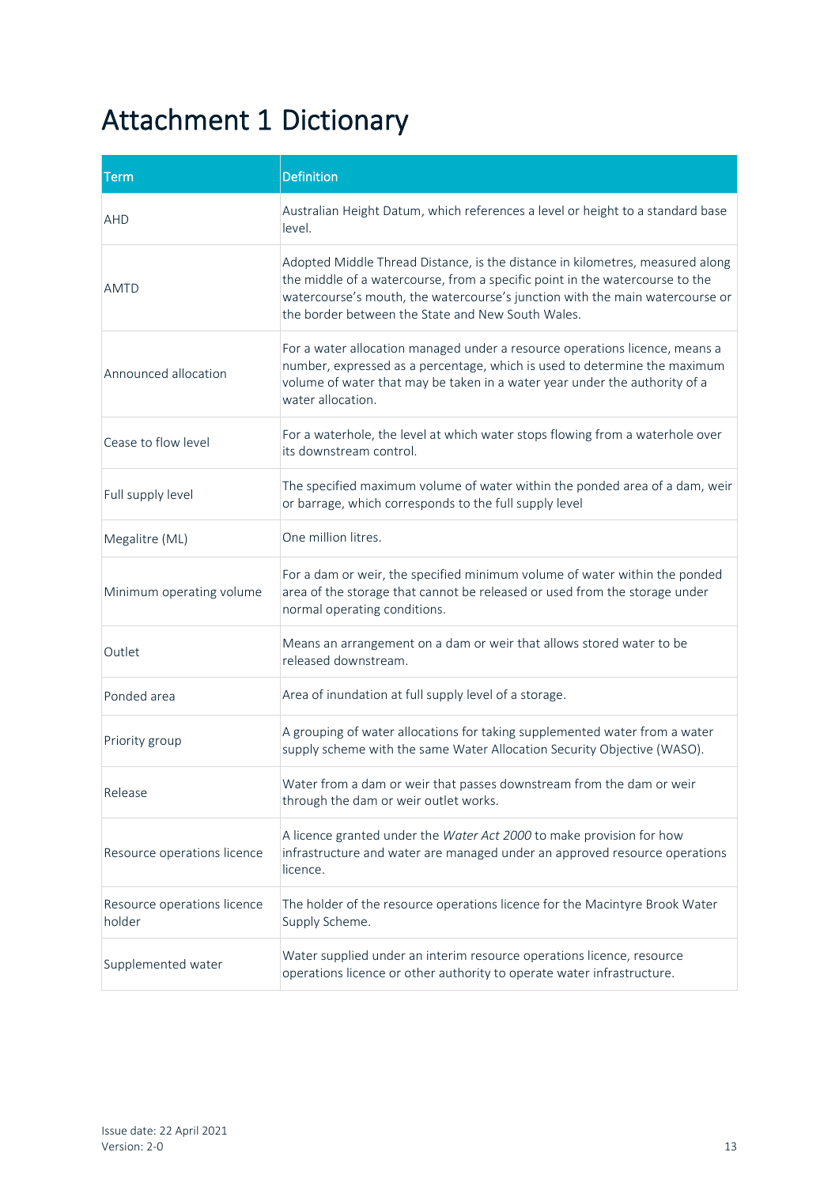# Attachment 1 Dictionary

| Term | Definition |
| --- | --- |
| AHD | Australian Height Datum, which references a level or height to a standard base level. |
| AMTD | Adopted Middle Thread Distance, is the distance in kilometres, measured along the middle of a watercourse, from a specific point in the watercourse to the watercourse's mouth, the watercourse's junction with the main watercourse or the border between the State and New South Wales. |
| Announced allocation | For a water allocation managed under a resource operations licence, means a number, expressed as a percentage, which is used to determine the maximum volume of water that may be taken in a water year under the authority of a water allocation. |
| Cease to flow level | For a waterhole, the level at which water stops flowing from a waterhole over its downstream control. |
| Full supply level | The specified maximum volume of water within the ponded area of a dam, weir or barrage, which corresponds to the full supply level |
| Megalitre (ML) | One million litres. |
| Minimum operating volume | For a dam or weir, the specified minimum volume of water within the ponded area of the storage that cannot be released or used from the storage under normal operating conditions. |
| Outlet | Means an arrangement on a dam or weir that allows stored water to be released downstream. |
| Ponded area | Area of inundation at full supply level of a storage. |
| Priority group | A grouping of water allocations for taking supplemented water from a water supply scheme with the same Water Allocation Security Objective (WASO). |
| Release | Water from a dam or weir that passes downstream from the dam or weir through the dam or weir outlet works. |
| Resource operations licence | A licence granted under the *Water Act 2000* to make provision for how infrastructure and water are managed under an approved resource operations licence. |
| Resource operations licence holder | The holder of the resource operations licence for the Macintyre Brook Water Supply Scheme. |
| Supplemented water | Water supplied under an interim resource operations licence, resource operations licence or other authority to operate water infrastructure. |

Issue date: 22 April 2021
Version: 2-0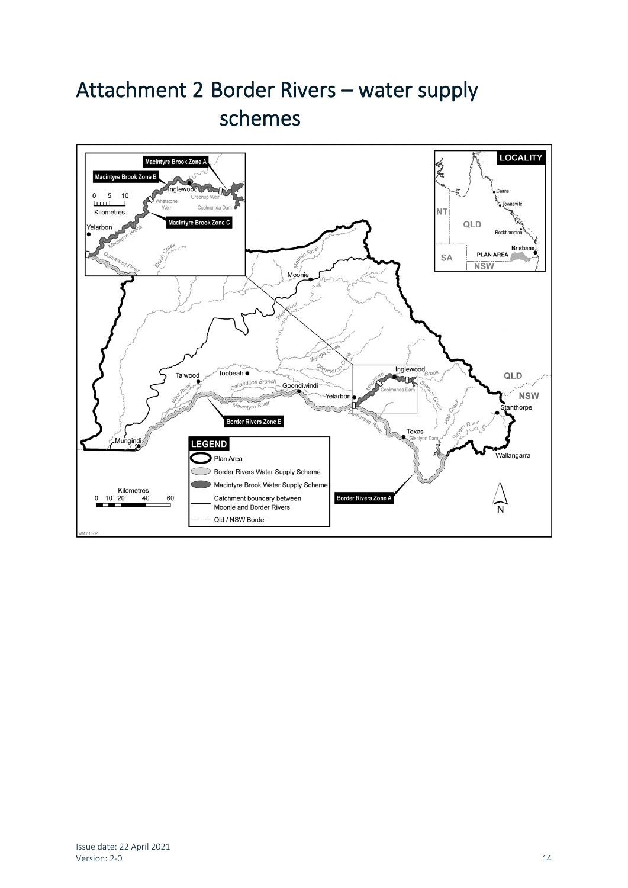# Attachment 2 Border Rivers – water supply schemes

Macintyre Brook Zone A

Macintyre Brook Zone B

Macintyre Brook Zone C

0 5 10

Kilometres

Inglewood

Greenup Weir

Whetstone Weir

Coolmunda Dam

Yelarbon

Macintyre Brook

Bush Creek

Dumaresq River

LOCALITY

NT

QLD

SA

NSW

Cairns

Townsville

Rockhampton

Brisbane

PLAN AREA

Moonie River

Moonie

Weir River

Wyaga Creek

Commoron Creek

Inglewood

Brook

Talwood

Toobeah

Callandoon Branch

Goondiwindi

Yelarbon

Coolmunda Dam

Bracker Creek

Pike Creek

QLD

NSW

Stanthorpe

Weir River

Macintyre River

Border Rivers Zone B

Dumaresq River

Texas

Glenlyon Dam

Severn River

Mungindi

Wallangarra

LEGEND

Plan Area

Border Rivers Water Supply Scheme

Macintyre Brook Water Supply Scheme

Catchment boundary between Moonie and Border Rivers

Qld / NSW Border

Kilometres

0 10 20 40 60

Border Rivers Zone A

N

WM3118-02